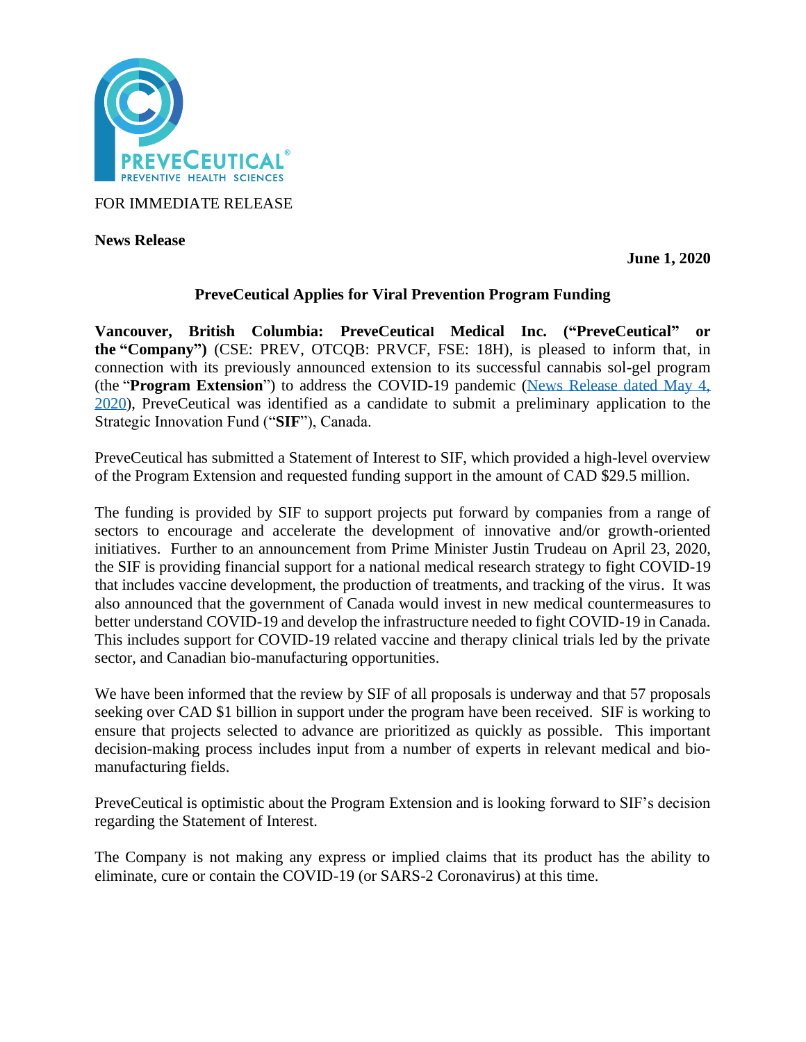FOR IMMEDIATE RELEASE

**News Release**

**June 1, 2020**

## PreveCeutical Applies for Viral Prevention Program Funding

**Vancouver, British Columbia: PreveCeutical Medical Inc. ("PreveCeutical" or the "Company")** (CSE: PREV, OTCQB: PRVCF, FSE: 18H), is pleased to inform that, in connection with its previously announced extension to its successful cannabis sol-gel program (the "**Program Extension**") to address the COVID-19 pandemic (News Release dated May 4, 2020), PreveCeutical was identified as a candidate to submit a preliminary application to the Strategic Innovation Fund ("**SIF**"), Canada.

PreveCeutical has submitted a Statement of Interest to SIF, which provided a high-level overview of the Program Extension and requested funding support in the amount of CAD $29.5 million.

The funding is provided by SIF to support projects put forward by companies from a range of sectors to encourage and accelerate the development of innovative and/or growth-oriented initiatives. Further to an announcement from Prime Minister Justin Trudeau on April 23, 2020, the SIF is providing financial support for a national medical research strategy to fight COVID-19 that includes vaccine development, the production of treatments, and tracking of the virus. It was also announced that the government of Canada would invest in new medical countermeasures to better understand COVID-19 and develop the infrastructure needed to fight COVID-19 in Canada. This includes support for COVID-19 related vaccine and therapy clinical trials led by the private sector, and Canadian bio-manufacturing opportunities.

We have been informed that the review by SIF of all proposals is underway and that 57 proposals seeking over CAD $1 billion in support under the program have been received. SIF is working to ensure that projects selected to advance are prioritized as quickly as possible. This important decision-making process includes input from a number of experts in relevant medical and bio-manufacturing fields.

PreveCeutical is optimistic about the Program Extension and is looking forward to SIF's decision regarding the Statement of Interest.

The Company is not making any express or implied claims that its product has the ability to eliminate, cure or contain the COVID-19 (or SARS-2 Coronavirus) at this time.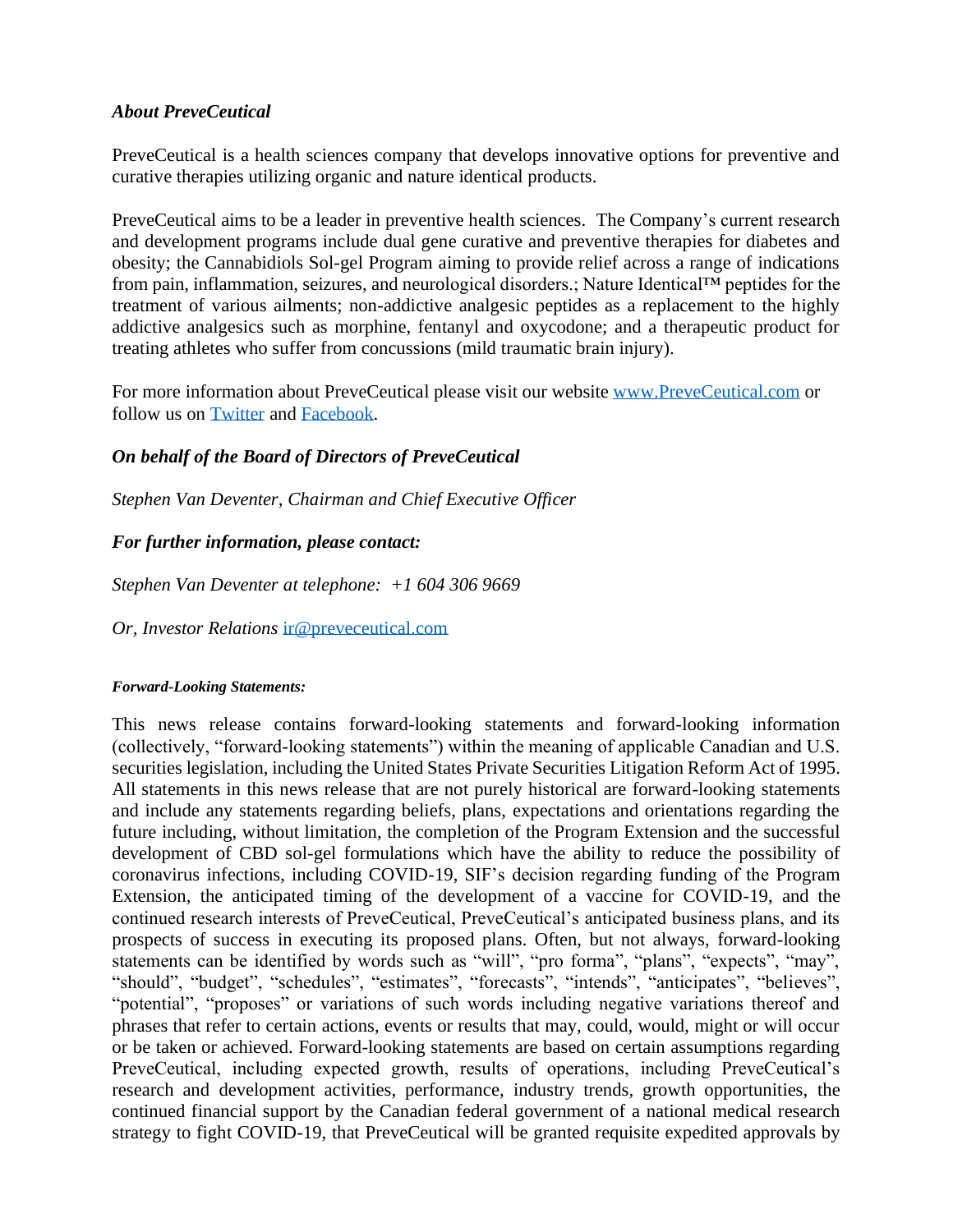### *About PreveCeutical*

PreveCeutical is a health sciences company that develops innovative options for preventive and curative therapies utilizing organic and nature identical products.

PreveCeutical aims to be a leader in preventive health sciences. The Company's current research and development programs include dual gene curative and preventive therapies for diabetes and obesity; the Cannabidiols Sol-gel Program aiming to provide relief across a range of indications from pain, inflammation, seizures, and neurological disorders.; Nature Identical™ peptides for the treatment of various ailments; non-addictive analgesic peptides as a replacement to the highly addictive analgesics such as morphine, fentanyl and oxycodone; and a therapeutic product for treating athletes who suffer from concussions (mild traumatic brain injury).

For more information about PreveCeutical please visit our website [www.PreveCeutical.com](http://www.PreveCeutical.com) or follow us on [Twitter]() and [Facebook]().

### *On behalf of the Board of Directors of PreveCeutical*

*Stephen Van Deventer, Chairman and Chief Executive Officer*

### *For further information, please contact:*

*Stephen Van Deventer at telephone: +1 604 306 9669*

*Or, Investor Relations* [ir@preveceutical.com](mailto:ir@preveceutical.com)

***Forward-Looking Statements:***

This news release contains forward-looking statements and forward-looking information (collectively, "forward-looking statements") within the meaning of applicable Canadian and U.S. securities legislation, including the United States Private Securities Litigation Reform Act of 1995. All statements in this news release that are not purely historical are forward-looking statements and include any statements regarding beliefs, plans, expectations and orientations regarding the future including, without limitation, the completion of the Program Extension and the successful development of CBD sol-gel formulations which have the ability to reduce the possibility of coronavirus infections, including COVID-19, SIF's decision regarding funding of the Program Extension, the anticipated timing of the development of a vaccine for COVID-19, and the continued research interests of PreveCeutical, PreveCeutical's anticipated business plans, and its prospects of success in executing its proposed plans. Often, but not always, forward-looking statements can be identified by words such as "will", "pro forma", "plans", "expects", "may", "should", "budget", "schedules", "estimates", "forecasts", "intends", "anticipates", "believes", "potential", "proposes" or variations of such words including negative variations thereof and phrases that refer to certain actions, events or results that may, could, would, might or will occur or be taken or achieved. Forward-looking statements are based on certain assumptions regarding PreveCeutical, including expected growth, results of operations, including PreveCeutical's research and development activities, performance, industry trends, growth opportunities, the continued financial support by the Canadian federal government of a national medical research strategy to fight COVID-19, that PreveCeutical will be granted requisite expedited approvals by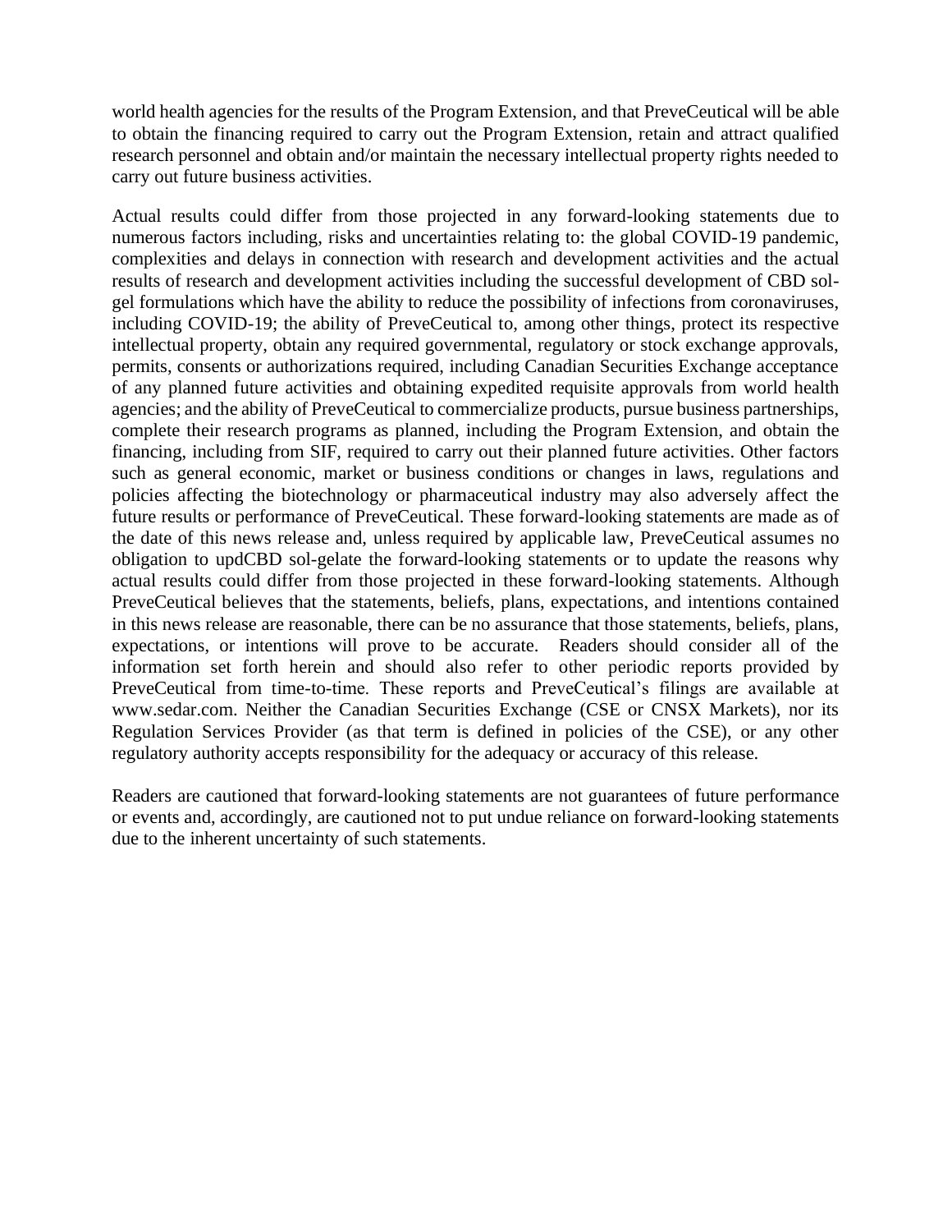world health agencies for the results of the Program Extension, and that PreveCeutical will be able to obtain the financing required to carry out the Program Extension, retain and attract qualified research personnel and obtain and/or maintain the necessary intellectual property rights needed to carry out future business activities.

Actual results could differ from those projected in any forward-looking statements due to numerous factors including, risks and uncertainties relating to: the global COVID-19 pandemic, complexities and delays in connection with research and development activities and the actual results of research and development activities including the successful development of CBD sol-gel formulations which have the ability to reduce the possibility of infections from coronaviruses, including COVID-19; the ability of PreveCeutical to, among other things, protect its respective intellectual property, obtain any required governmental, regulatory or stock exchange approvals, permits, consents or authorizations required, including Canadian Securities Exchange acceptance of any planned future activities and obtaining expedited requisite approvals from world health agencies; and the ability of PreveCeutical to commercialize products, pursue business partnerships, complete their research programs as planned, including the Program Extension, and obtain the financing, including from SIF, required to carry out their planned future activities. Other factors such as general economic, market or business conditions or changes in laws, regulations and policies affecting the biotechnology or pharmaceutical industry may also adversely affect the future results or performance of PreveCeutical. These forward-looking statements are made as of the date of this news release and, unless required by applicable law, PreveCeutical assumes no obligation to updCBD sol-gelate the forward-looking statements or to update the reasons why actual results could differ from those projected in these forward-looking statements. Although PreveCeutical believes that the statements, beliefs, plans, expectations, and intentions contained in this news release are reasonable, there can be no assurance that those statements, beliefs, plans, expectations, or intentions will prove to be accurate. Readers should consider all of the information set forth herein and should also refer to other periodic reports provided by PreveCeutical from time-to-time. These reports and PreveCeutical's filings are available at www.sedar.com. Neither the Canadian Securities Exchange (CSE or CNSX Markets), nor its Regulation Services Provider (as that term is defined in policies of the CSE), or any other regulatory authority accepts responsibility for the adequacy or accuracy of this release.

Readers are cautioned that forward-looking statements are not guarantees of future performance or events and, accordingly, are cautioned not to put undue reliance on forward-looking statements due to the inherent uncertainty of such statements.